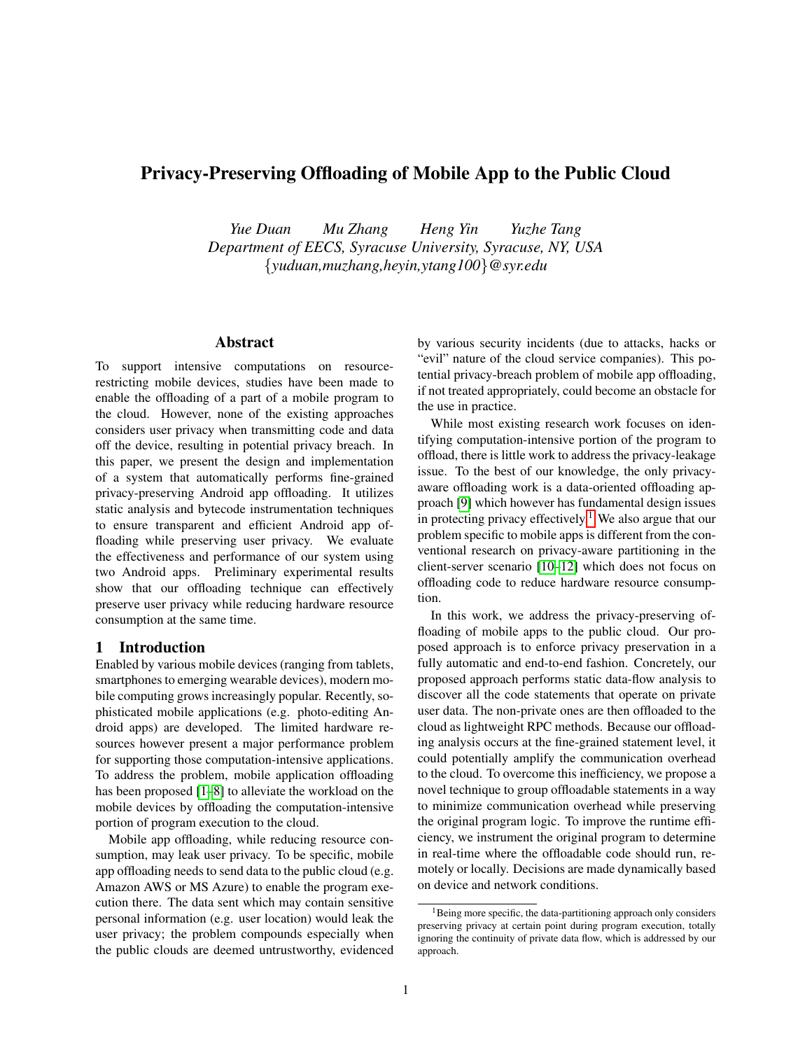# Privacy-Preserving Offloading of Mobile App to the Public Cloud

*Yue Duan Mu Zhang Heng Yin Yuzhe Tang*
*Department of EECS, Syracuse University, Syracuse, NY, USA*
*{yuduan,muzhang,heyin,ytang100}@syr.edu*

## Abstract

To support intensive computations on resource-restricting mobile devices, studies have been made to enable the offloading of a part of a mobile program to the cloud. However, none of the existing approaches considers user privacy when transmitting code and data off the device, resulting in potential privacy breach. In this paper, we present the design and implementation of a system that automatically performs fine-grained privacy-preserving Android app offloading. It utilizes static analysis and bytecode instrumentation techniques to ensure transparent and efficient Android app offloading while preserving user privacy. We evaluate the effectiveness and performance of our system using two Android apps. Preliminary experimental results show that our offloading technique can effectively preserve user privacy while reducing hardware resource consumption at the same time.

## 1 Introduction

Enabled by various mobile devices (ranging from tablets, smartphones to emerging wearable devices), modern mobile computing grows increasingly popular. Recently, sophisticated mobile applications (e.g. photo-editing Android apps) are developed. The limited hardware resources however present a major performance problem for supporting those computation-intensive applications. To address the problem, mobile application offloading has been proposed [1–8] to alleviate the workload on the mobile devices by offloading the computation-intensive portion of program execution to the cloud.

Mobile app offloading, while reducing resource consumption, may leak user privacy. To be specific, mobile app offloading needs to send data to the public cloud (e.g. Amazon AWS or MS Azure) to enable the program execution there. The data sent which may contain sensitive personal information (e.g. user location) would leak the user privacy; the problem compounds especially when the public clouds are deemed untrustworthy, evidenced by various security incidents (due to attacks, hacks or "evil" nature of the cloud service companies). This potential privacy-breach problem of mobile app offloading, if not treated appropriately, could become an obstacle for the use in practice.

While most existing research work focuses on identifying computation-intensive portion of the program to offload, there is little work to address the privacy-leakage issue. To the best of our knowledge, the only privacy-aware offloading work is a data-oriented offloading approach [9] which however has fundamental design issues in protecting privacy effectively.[1] We also argue that our problem specific to mobile apps is different from the conventional research on privacy-aware partitioning in the client-server scenario [10–12] which does not focus on offloading code to reduce hardware resource consumption.

In this work, we address the privacy-preserving offloading of mobile apps to the public cloud. Our proposed approach is to enforce privacy preservation in a fully automatic and end-to-end fashion. Concretely, our proposed approach performs static data-flow analysis to discover all the code statements that operate on private user data. The non-private ones are then offloaded to the cloud as lightweight RPC methods. Because our offloading analysis occurs at the fine-grained statement level, it could potentially amplify the communication overhead to the cloud. To overcome this inefficiency, we propose a novel technique to group offloadable statements in a way to minimize communication overhead while preserving the original program logic. To improve the runtime efficiency, we instrument the original program to determine in real-time where the offloadable code should run, remotely or locally. Decisions are made dynamically based on device and network conditions.

[1] Being more specific, the data-partitioning approach only considers preserving privacy at certain point during program execution, totally ignoring the continuity of private data flow, which is addressed by our approach.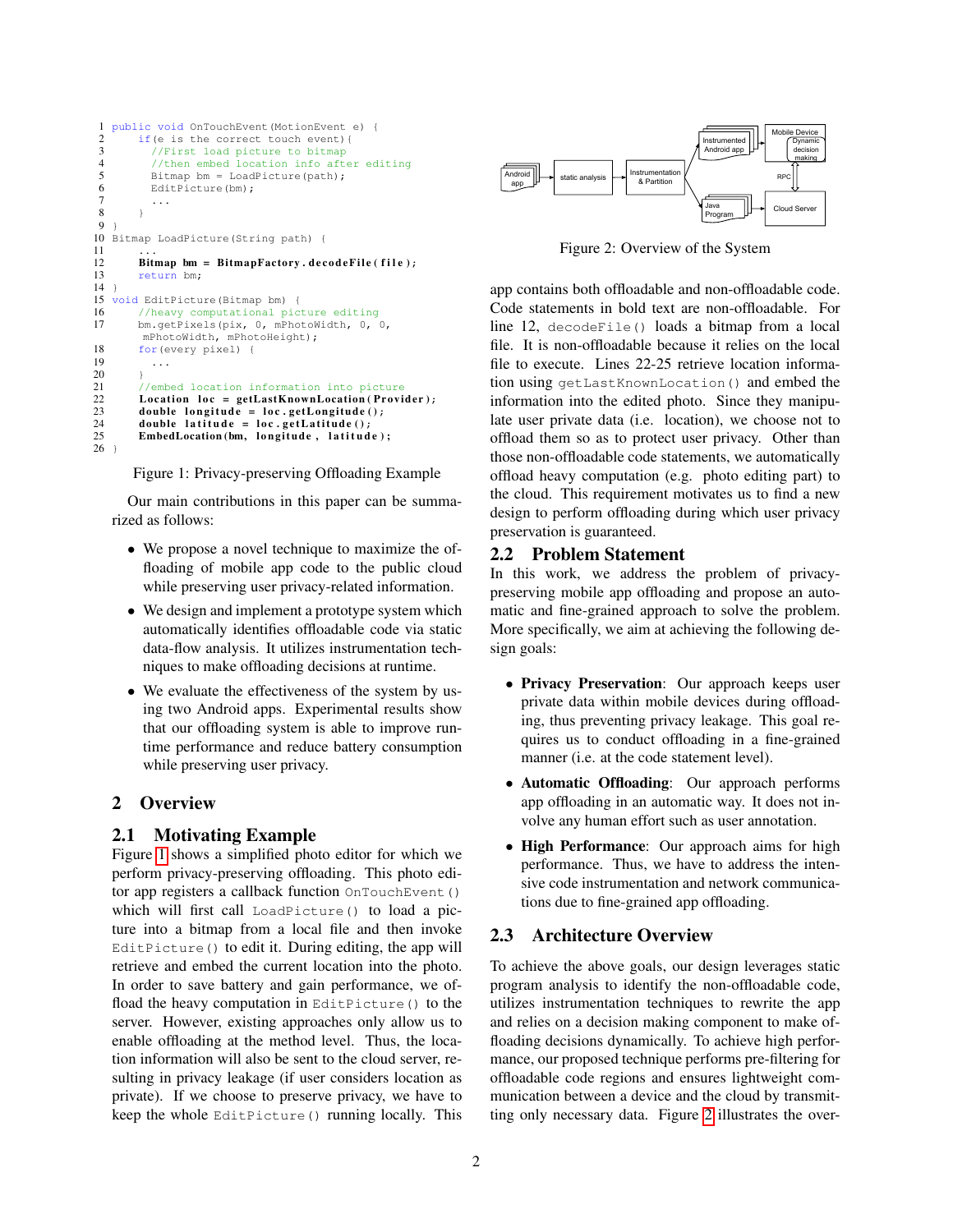```
1  public void OnTouchEvent(MotionEvent e) {
2      if(e is the correct touch event){
3        //First load picture to bitmap
4        //then embed location info after editing
5        Bitmap bm = LoadPicture(path);
6        EditPicture(bm);
7        ...
8      }
9  }
10 Bitmap LoadPicture(String path) {
11     ...
12     Bitmap bm = BitmapFactory.decodeFile(file);
13     return bm;
14 }
15 void EditPicture(Bitmap bm) {
16     //heavy computational picture editing
17     bm.getPixels(pix, 0, mPhotoWidth, 0, 0,
        mPhotoWidth, mPhotoHeight);
18     for(every pixel) {
19       ...
20     }
21     //embed location information into picture
22     Location loc = getLastKnownLocation(Provider);
23     double longitude = loc.getLongitude();
24     double latitude = loc.getLatitude();
25     EmbedLocation(bm, longitude, latitude);
26 }
```

Figure 1: Privacy-preserving Offloading Example

Our main contributions in this paper can be summarized as follows:

- We propose a novel technique to maximize the offloading of mobile app code to the public cloud while preserving user privacy-related information.
- We design and implement a prototype system which automatically identifies offloadable code via static data-flow analysis. It utilizes instrumentation techniques to make offloading decisions at runtime.
- We evaluate the effectiveness of the system by using two Android apps. Experimental results show that our offloading system is able to improve runtime performance and reduce battery consumption while preserving user privacy.

## 2 Overview

### 2.1 Motivating Example

Figure 1 shows a simplified photo editor for which we perform privacy-preserving offloading. This photo editor app registers a callback function `OnTouchEvent()` which will first call `LoadPicture()` to load a picture into a bitmap from a local file and then invoke `EditPicture()` to edit it. During editing, the app will retrieve and embed the current location into the photo. In order to save battery and gain performance, we offload the heavy computation in `EditPicture()` to the server. However, existing approaches only allow us to enable offloading at the method level. Thus, the location information will also be sent to the cloud server, resulting in privacy leakage (if user considers location as private). If we choose to preserve privacy, we have to keep the whole `EditPicture()` running locally. This app contains both offloadable and non-offloadable code. Code statements in bold text are non-offloadable. For line 12, `decodeFile()` loads a bitmap from a local file. It is non-offloadable because it relies on the local file to execute. Lines 22-25 retrieve location information using `getLastKnownLocation()` and embed the information into the edited photo. Since they manipulate user private data (i.e. location), we choose not to offload them so as to protect user privacy. Other than those non-offloadable code statements, we automatically offload heavy computation (e.g. photo editing part) to the cloud. This requirement motivates us to find a new design to perform offloading during which user privacy preservation is guaranteed.

Figure 2: Overview of the System

### 2.2 Problem Statement

In this work, we address the problem of privacy-preserving mobile app offloading and propose an automatic and fine-grained approach to solve the problem. More specifically, we aim at achieving the following design goals:

- **Privacy Preservation**: Our approach keeps user private data within mobile devices during offloading, thus preventing privacy leakage. This goal requires us to conduct offloading in a fine-grained manner (i.e. at the code statement level).
- **Automatic Offloading**: Our approach performs app offloading in an automatic way. It does not involve any human effort such as user annotation.
- **High Performance**: Our approach aims for high performance. Thus, we have to address the intensive code instrumentation and network communications due to fine-grained app offloading.

### 2.3 Architecture Overview

To achieve the above goals, our design leverages static program analysis to identify the non-offloadable code, utilizes instrumentation techniques to rewrite the app and relies on a decision making component to make offloading decisions dynamically. To achieve high performance, our proposed technique performs pre-filtering for offloadable code regions and ensures lightweight communication between a device and the cloud by transmitting only necessary data. Figure 2 illustrates the over-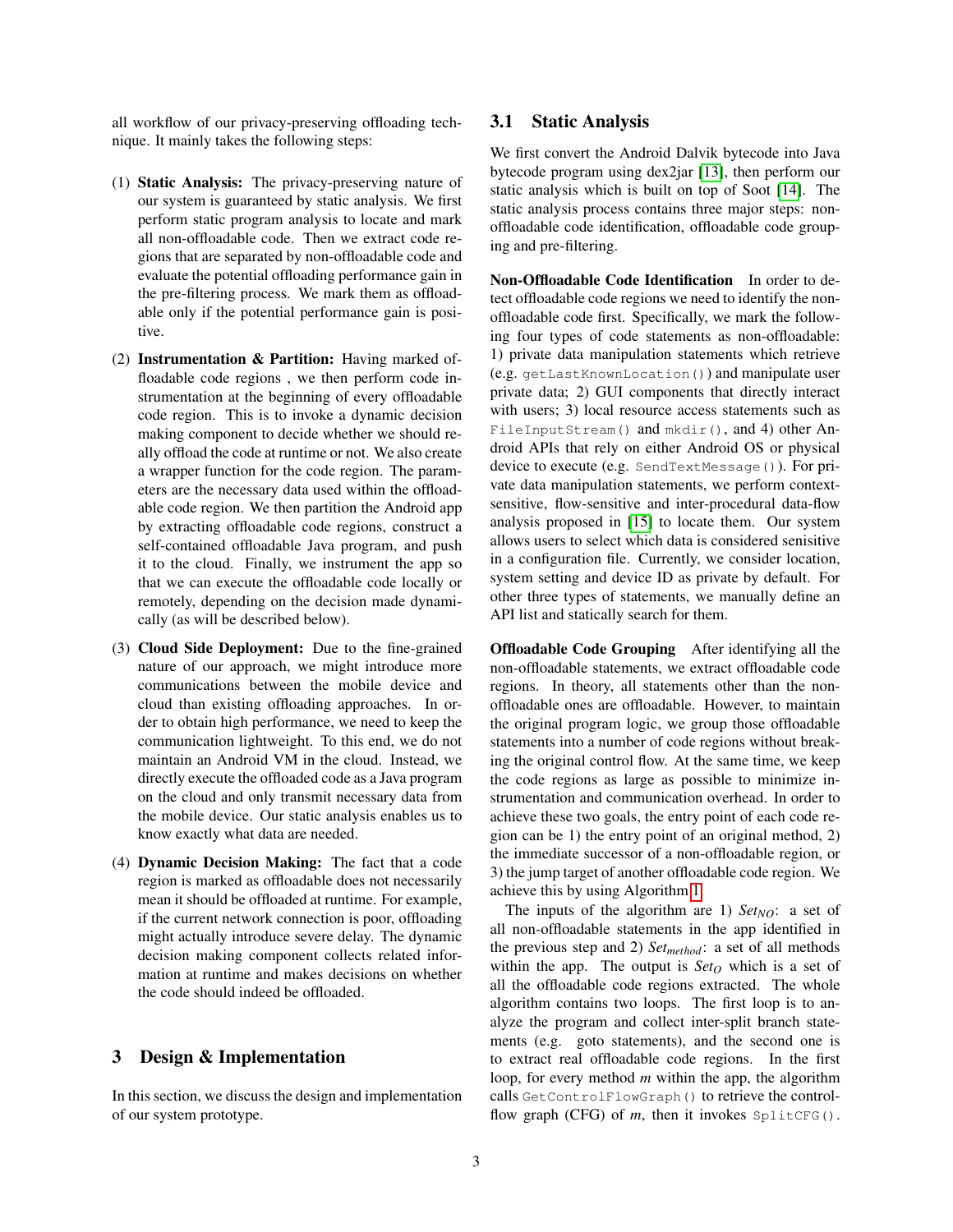all workflow of our privacy-preserving offloading technique. It mainly takes the following steps:

(1) **Static Analysis:** The privacy-preserving nature of our system is guaranteed by static analysis. We first perform static program analysis to locate and mark all non-offloadable code. Then we extract code regions that are separated by non-offloadable code and evaluate the potential offloading performance gain in the pre-filtering process. We mark them as offloadable only if the potential performance gain is positive.

(2) **Instrumentation & Partition:** Having marked offloadable code regions , we then perform code instrumentation at the beginning of every offloadable code region. This is to invoke a dynamic decision making component to decide whether we should really offload the code at runtime or not. We also create a wrapper function for the code region. The parameters are the necessary data used within the offloadable code region. We then partition the Android app by extracting offloadable code regions, construct a self-contained offloadable Java program, and push it to the cloud. Finally, we instrument the app so that we can execute the offloadable code locally or remotely, depending on the decision made dynamically (as will be described below).

(3) **Cloud Side Deployment:** Due to the fine-grained nature of our approach, we might introduce more communications between the mobile device and cloud than existing offloading approaches. In order to obtain high performance, we need to keep the communication lightweight. To this end, we do not maintain an Android VM in the cloud. Instead, we directly execute the offloaded code as a Java program on the cloud and only transmit necessary data from the mobile device. Our static analysis enables us to know exactly what data are needed.

(4) **Dynamic Decision Making:** The fact that a code region is marked as offloadable does not necessarily mean it should be offloaded at runtime. For example, if the current network connection is poor, offloading might actually introduce severe delay. The dynamic decision making component collects related information at runtime and makes decisions on whether the code should indeed be offloaded.

# 3 Design & Implementation

In this section, we discuss the design and implementation of our system prototype.

## 3.1 Static Analysis

We first convert the Android Dalvik bytecode into Java bytecode program using dex2jar [13], then perform our static analysis which is built on top of Soot [14]. The static analysis process contains three major steps: non-offloadable code identification, offloadable code grouping and pre-filtering.

**Non-Offloadable Code Identification** In order to detect offloadable code regions we need to identify the non-offloadable code first. Specifically, we mark the following four types of code statements as non-offloadable: 1) private data manipulation statements which retrieve (e.g. `getLastKnownLocation()`) and manipulate user private data; 2) GUI components that directly interact with users; 3) local resource access statements such as `FileInputStream()` and `mkdir()`, and 4) other Android APIs that rely on either Android OS or physical device to execute (e.g. `SendTextMessage()`). For private data manipulation statements, we perform context-sensitive, flow-sensitive and inter-procedural data-flow analysis proposed in [15] to locate them. Our system allows users to select which data is considered senisitive in a configuration file. Currently, we consider location, system setting and device ID as private by default. For other three types of statements, we manually define an API list and statically search for them.

**Offloadable Code Grouping** After identifying all the non-offloadable statements, we extract offloadable code regions. In theory, all statements other than the non-offloadable ones are offloadable. However, to maintain the original program logic, we group those offloadable statements into a number of code regions without breaking the original control flow. At the same time, we keep the code regions as large as possible to minimize instrumentation and communication overhead. In order to achieve these two goals, the entry point of each code region can be 1) the entry point of an original method, 2) the immediate successor of a non-offloadable region, or 3) the jump target of another offloadable code region. We achieve this by using Algorithm 1.

The inputs of the algorithm are 1) $Set_{NO}$: a set of all non-offloadable statements in the app identified in the previous step and 2) $Set_{method}$: a set of all methods within the app. The output is $Set_{O}$ which is a set of all the offloadable code regions extracted. The whole algorithm contains two loops. The first loop is to analyze the program and collect inter-split branch statements (e.g. goto statements), and the second one is to extract real offloadable code regions. In the first loop, for every method $m$ within the app, the algorithm calls `GetControlFlowGraph()` to retrieve the control-flow graph (CFG) of $m$, then it invokes `SplitCFG()`.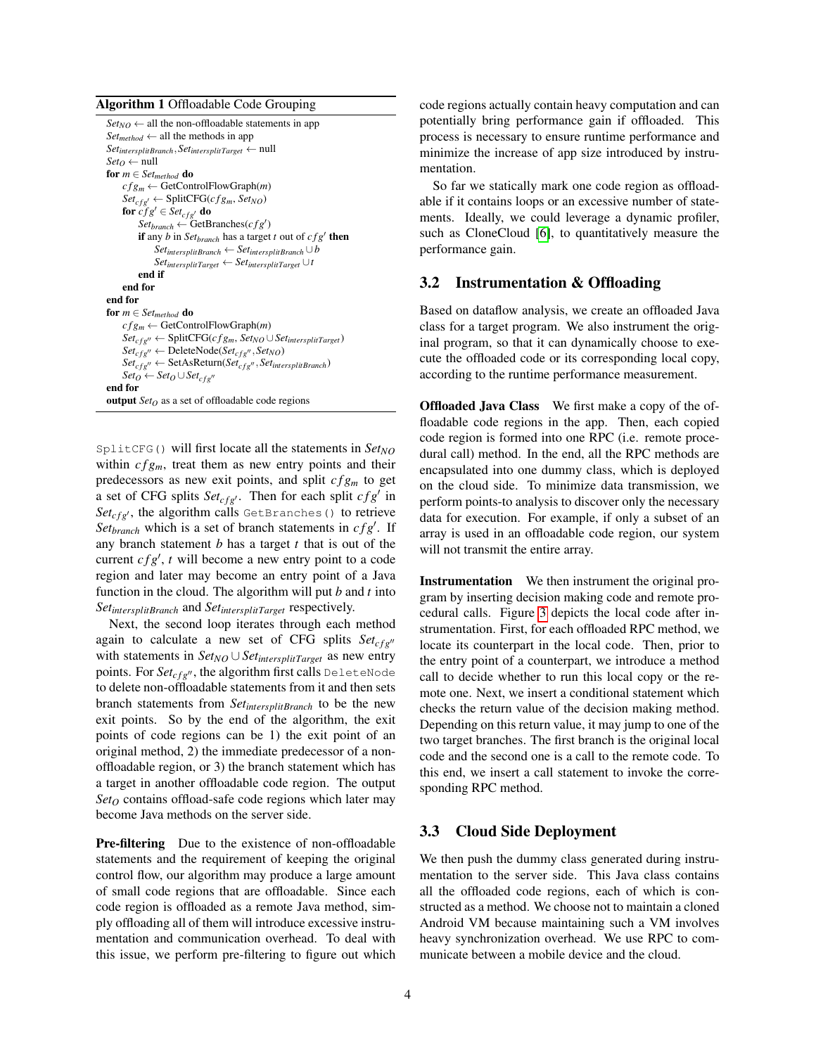**Algorithm 1** Offloadable Code Grouping

```
Set_NO ← all the non-offloadable statements in app
Set_method ← all the methods in app
Set_intersplitBranch, Set_intersplitTarget ← null
Set_O ← null
for m ∈ Set_method do
    cfg_m ← GetControlFlowGraph(m)
    Set_cfg' ← SplitCFG(cfg_m, Set_NO)
    for cfg' ∈ Set_cfg' do
        Set_branch ← GetBranches(cfg')
        if any b in Set_branch has a target t out of cfg' then
            Set_intersplitBranch ← Set_intersplitBranch ∪ b
            Set_intersplitTarget ← Set_intersplitTarget ∪ t
        end if
    end for
end for
for m ∈ Set_method do
    cfg_m ← GetControlFlowGraph(m)
    Set_cfg'' ← SplitCFG(cfg_m, Set_NO ∪ Set_intersplitTarget)
    Set_cfg'' ← DeleteNode(Set_cfg'', Set_NO)
    Set_cfg'' ← SetAsReturn(Set_cfg'', Set_intersplitBranch)
    Set_O ← Set_O ∪ Set_cfg''
end for
output Set_O as a set of offloadable code regions
```

`SplitCFG()` will first locate all the statements in $Set_{NO}$ within $cfg_m$, treat them as new entry points and their predecessors as new exit points, and split $cfg_m$ to get a set of CFG splits $Set_{cfg'}$. Then for each split $cfg'$ in $Set_{cfg'}$, the algorithm calls `GetBranches()` to retrieve $Set_{branch}$ which is a set of branch statements in $cfg'$. If any branch statement $b$ has a target $t$ that is out of the current $cfg'$, $t$ will become a new entry point to a code region and later may become an entry point of a Java function in the cloud. The algorithm will put $b$ and $t$ into $Set_{intersplitBranch}$ and $Set_{intersplitTarget}$ respectively.

Next, the second loop iterates through each method again to calculate a new set of CFG splits $Set_{cfg''}$ with statements in $Set_{NO} \cup Set_{intersplitTarget}$ as new entry points. For $Set_{cfg''}$, the algorithm first calls `DeleteNode` to delete non-offloadable statements from it and then sets branch statements from $Set_{intersplitBranch}$ to be the new exit points. So by the end of the algorithm, the exit points of code regions can be 1) the exit point of an original method, 2) the immediate predecessor of a non-offloadable region, or 3) the branch statement which has a target in another offloadable code region. The output $Set_O$ contains offload-safe code regions which later may become Java methods on the server side.

**Pre-filtering** Due to the existence of non-offloadable statements and the requirement of keeping the original control flow, our algorithm may produce a large amount of small code regions that are offloadable. Since each code region is offloaded as a remote Java method, simply offloading all of them will introduce excessive instrumentation and communication overhead. To deal with this issue, we perform pre-filtering to figure out which code regions actually contain heavy computation and can potentially bring performance gain if offloaded. This process is necessary to ensure runtime performance and minimize the increase of app size introduced by instrumentation.

So far we statically mark one code region as offloadable if it contains loops or an excessive number of statements. Ideally, we could leverage a dynamic profiler, such as CloneCloud [6], to quantitatively measure the performance gain.

## 3.2 Instrumentation & Offloading

Based on dataflow analysis, we create an offloaded Java class for a target program. We also instrument the original program, so that it can dynamically choose to execute the offloaded code or its corresponding local copy, according to the runtime performance measurement.

**Offloaded Java Class** We first make a copy of the offloadable code regions in the app. Then, each copied code region is formed into one RPC (i.e. remote procedural call) method. In the end, all the RPC methods are encapsulated into one dummy class, which is deployed on the cloud side. To minimize data transmission, we perform points-to analysis to discover only the necessary data for execution. For example, if only a subset of an array is used in an offloadable code region, our system will not transmit the entire array.

**Instrumentation** We then instrument the original program by inserting decision making code and remote procedural calls. Figure 3 depicts the local code after instrumentation. First, for each offloaded RPC method, we locate its counterpart in the local code. Then, prior to the entry point of a counterpart, we introduce a method call to decide whether to run this local copy or the remote one. Next, we insert a conditional statement which checks the return value of the decision making method. Depending on this return value, it may jump to one of the two target branches. The first branch is the original local code and the second one is a call to the remote code. To this end, we insert a call statement to invoke the corresponding RPC method.

## 3.3 Cloud Side Deployment

We then push the dummy class generated during instrumentation to the server side. This Java class contains all the offloaded code regions, each of which is constructed as a method. We choose not to maintain a cloned Android VM because maintaining such a VM involves heavy synchronization overhead. We use RPC to communicate between a mobile device and the cloud.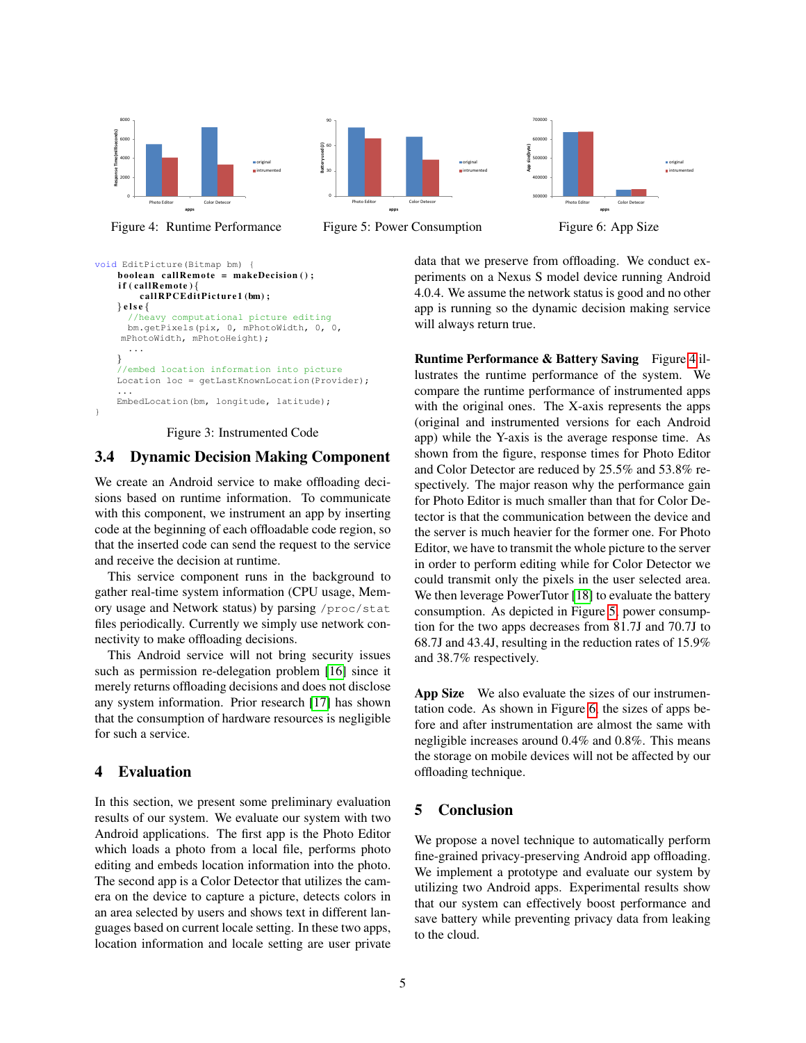Figure 4: Runtime Performance

Figure 5: Power Consumption

Figure 6: App Size

```
void EditPicture(Bitmap bm) {
    boolean callRemote = makeDecision();
    if(callRemote){
        callRPCEditPicture1(bm);
    }else{
      //heavy computational picture editing
      bm.getPixels(pix, 0, mPhotoWidth, 0, 0,
     mPhotoWidth, mPhotoHeight);
      ...
    }
    //embed location information into picture
    Location loc = getLastKnownLocation(Provider);
    ...
    EmbedLocation(bm, longitude, latitude);
}
```

Figure 3: Instrumented Code

## 3.4 Dynamic Decision Making Component

We create an Android service to make offloading decisions based on runtime information. To communicate with this component, we instrument an app by inserting code at the beginning of each offloadable code region, so that the inserted code can send the request to the service and receive the decision at runtime.

This service component runs in the background to gather real-time system information (CPU usage, Memory usage and Network status) by parsing `/proc/stat` files periodically. Currently we simply use network connectivity to make offloading decisions.

This Android service will not bring security issues such as permission re-delegation problem [16] since it merely returns offloading decisions and does not disclose any system information. Prior research [17] has shown that the consumption of hardware resources is negligible for such a service.

# 4 Evaluation

In this section, we present some preliminary evaluation results of our system. We evaluate our system with two Android applications. The first app is the Photo Editor which loads a photo from a local file, performs photo editing and embeds location information into the photo. The second app is a Color Detector that utilizes the camera on the device to capture a picture, detects colors in an area selected by users and shows text in different languages based on current locale setting. In these two apps, location information and locale setting are user private data that we preserve from offloading. We conduct experiments on a Nexus S model device running Android 4.0.4. We assume the network status is good and no other app is running so the dynamic decision making service will always return true.

**Runtime Performance & Battery Saving** Figure 4 illustrates the runtime performance of the system. We compare the runtime performance of instrumented apps with the original ones. The X-axis represents the apps (original and instrumented versions for each Android app) while the Y-axis is the average response time. As shown from the figure, response times for Photo Editor and Color Detector are reduced by 25.5% and 53.8% respectively. The major reason why the performance gain for Photo Editor is much smaller than that for Color Detector is that the communication between the device and the server is much heavier for the former one. For Photo Editor, we have to transmit the whole picture to the server in order to perform editing while for Color Detector we could transmit only the pixels in the user selected area. We then leverage PowerTutor [18] to evaluate the battery consumption. As depicted in Figure 5, power consumption for the two apps decreases from 81.7J and 70.7J to 68.7J and 43.4J, resulting in the reduction rates of 15.9% and 38.7% respectively.

**App Size** We also evaluate the sizes of our instrumentation code. As shown in Figure 6, the sizes of apps before and after instrumentation are almost the same with negligible increases around 0.4% and 0.8%. This means the storage on mobile devices will not be affected by our offloading technique.

# 5 Conclusion

We propose a novel technique to automatically perform fine-grained privacy-preserving Android app offloading. We implement a prototype and evaluate our system by utilizing two Android apps. Experimental results show that our system can effectively boost performance and save battery while preventing privacy data from leaking to the cloud.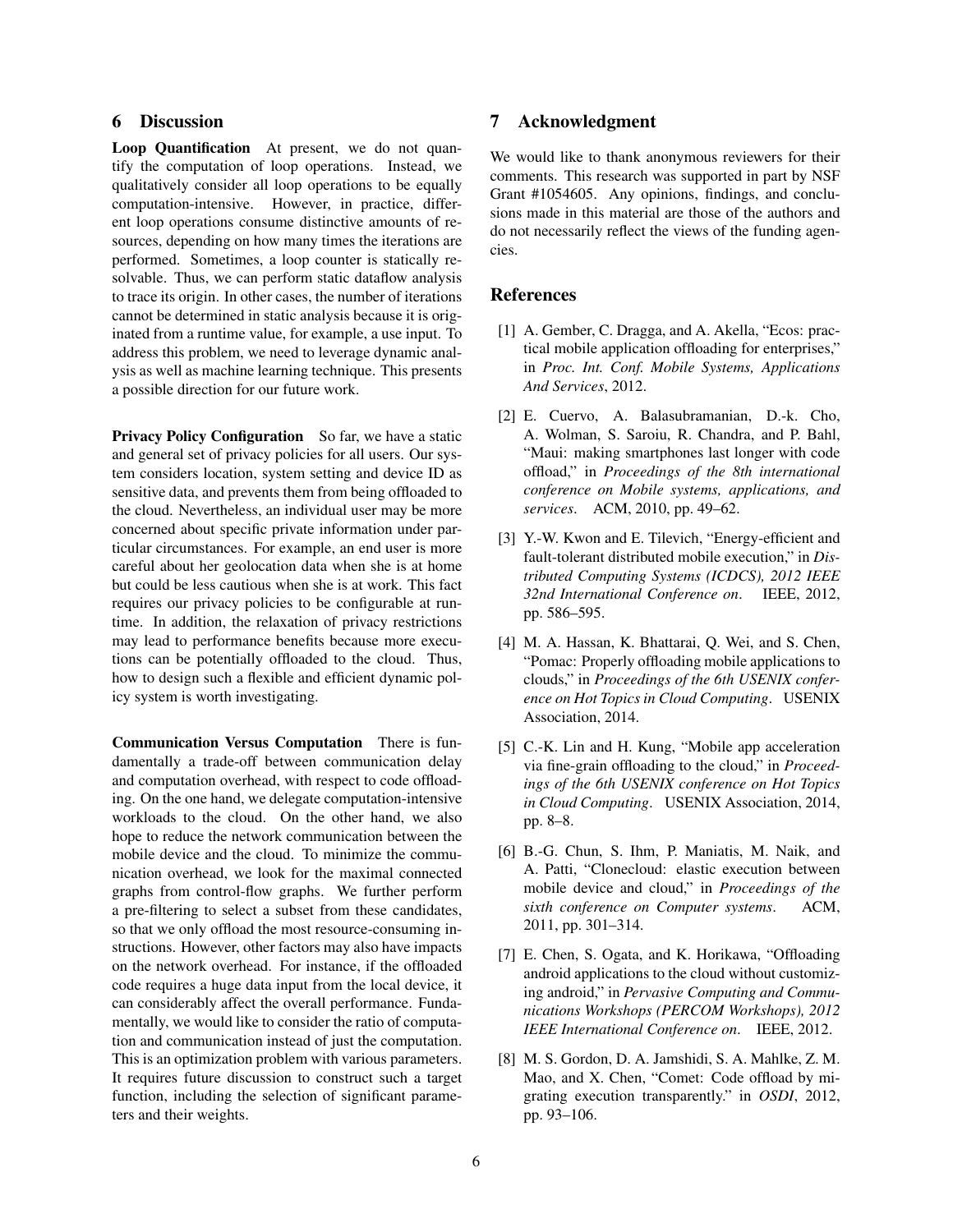## 6 Discussion

**Loop Quantification** At present, we do not quantify the computation of loop operations. Instead, we qualitatively consider all loop operations to be equally computation-intensive. However, in practice, different loop operations consume distinctive amounts of resources, depending on how many times the iterations are performed. Sometimes, a loop counter is statically resolvable. Thus, we can perform static dataflow analysis to trace its origin. In other cases, the number of iterations cannot be determined in static analysis because it is originated from a runtime value, for example, a use input. To address this problem, we need to leverage dynamic analysis as well as machine learning technique. This presents a possible direction for our future work.

**Privacy Policy Configuration** So far, we have a static and general set of privacy policies for all users. Our system considers location, system setting and device ID as sensitive data, and prevents them from being offloaded to the cloud. Nevertheless, an individual user may be more concerned about specific private information under particular circumstances. For example, an end user is more careful about her geolocation data when she is at home but could be less cautious when she is at work. This fact requires our privacy policies to be configurable at runtime. In addition, the relaxation of privacy restrictions may lead to performance benefits because more executions can be potentially offloaded to the cloud. Thus, how to design such a flexible and efficient dynamic policy system is worth investigating.

**Communication Versus Computation** There is fundamentally a trade-off between communication delay and computation overhead, with respect to code offloading. On the one hand, we delegate computation-intensive workloads to the cloud. On the other hand, we also hope to reduce the network communication between the mobile device and the cloud. To minimize the communication overhead, we look for the maximal connected graphs from control-flow graphs. We further perform a pre-filtering to select a subset from these candidates, so that we only offload the most resource-consuming instructions. However, other factors may also have impacts on the network overhead. For instance, if the offloaded code requires a huge data input from the local device, it can considerably affect the overall performance. Fundamentally, we would like to consider the ratio of computation and communication instead of just the computation. This is an optimization problem with various parameters. It requires future discussion to construct such a target function, including the selection of significant parameters and their weights.

## 7 Acknowledgment

We would like to thank anonymous reviewers for their comments. This research was supported in part by NSF Grant #1054605. Any opinions, findings, and conclusions made in this material are those of the authors and do not necessarily reflect the views of the funding agencies.

## References

[1] A. Gember, C. Dragga, and A. Akella, "Ecos: practical mobile application offloading for enterprises," in *Proc. Int. Conf. Mobile Systems, Applications And Services*, 2012.

[2] E. Cuervo, A. Balasubramanian, D.-k. Cho, A. Wolman, S. Saroiu, R. Chandra, and P. Bahl, "Maui: making smartphones last longer with code offload," in *Proceedings of the 8th international conference on Mobile systems, applications, and services*. ACM, 2010, pp. 49–62.

[3] Y.-W. Kwon and E. Tilevich, "Energy-efficient and fault-tolerant distributed mobile execution," in *Distributed Computing Systems (ICDCS), 2012 IEEE 32nd International Conference on*. IEEE, 2012, pp. 586–595.

[4] M. A. Hassan, K. Bhattarai, Q. Wei, and S. Chen, "Pomac: Properly offloading mobile applications to clouds," in *Proceedings of the 6th USENIX conference on Hot Topics in Cloud Computing*. USENIX Association, 2014.

[5] C.-K. Lin and H. Kung, "Mobile app acceleration via fine-grain offloading to the cloud," in *Proceedings of the 6th USENIX conference on Hot Topics in Cloud Computing*. USENIX Association, 2014, pp. 8–8.

[6] B.-G. Chun, S. Ihm, P. Maniatis, M. Naik, and A. Patti, "Clonecloud: elastic execution between mobile device and cloud," in *Proceedings of the sixth conference on Computer systems*. ACM, 2011, pp. 301–314.

[7] E. Chen, S. Ogata, and K. Horikawa, "Offloading android applications to the cloud without customizing android," in *Pervasive Computing and Communications Workshops (PERCOM Workshops), 2012 IEEE International Conference on*. IEEE, 2012.

[8] M. S. Gordon, D. A. Jamshidi, S. A. Mahlke, Z. M. Mao, and X. Chen, "Comet: Code offload by migrating execution transparently." in *OSDI*, 2012, pp. 93–106.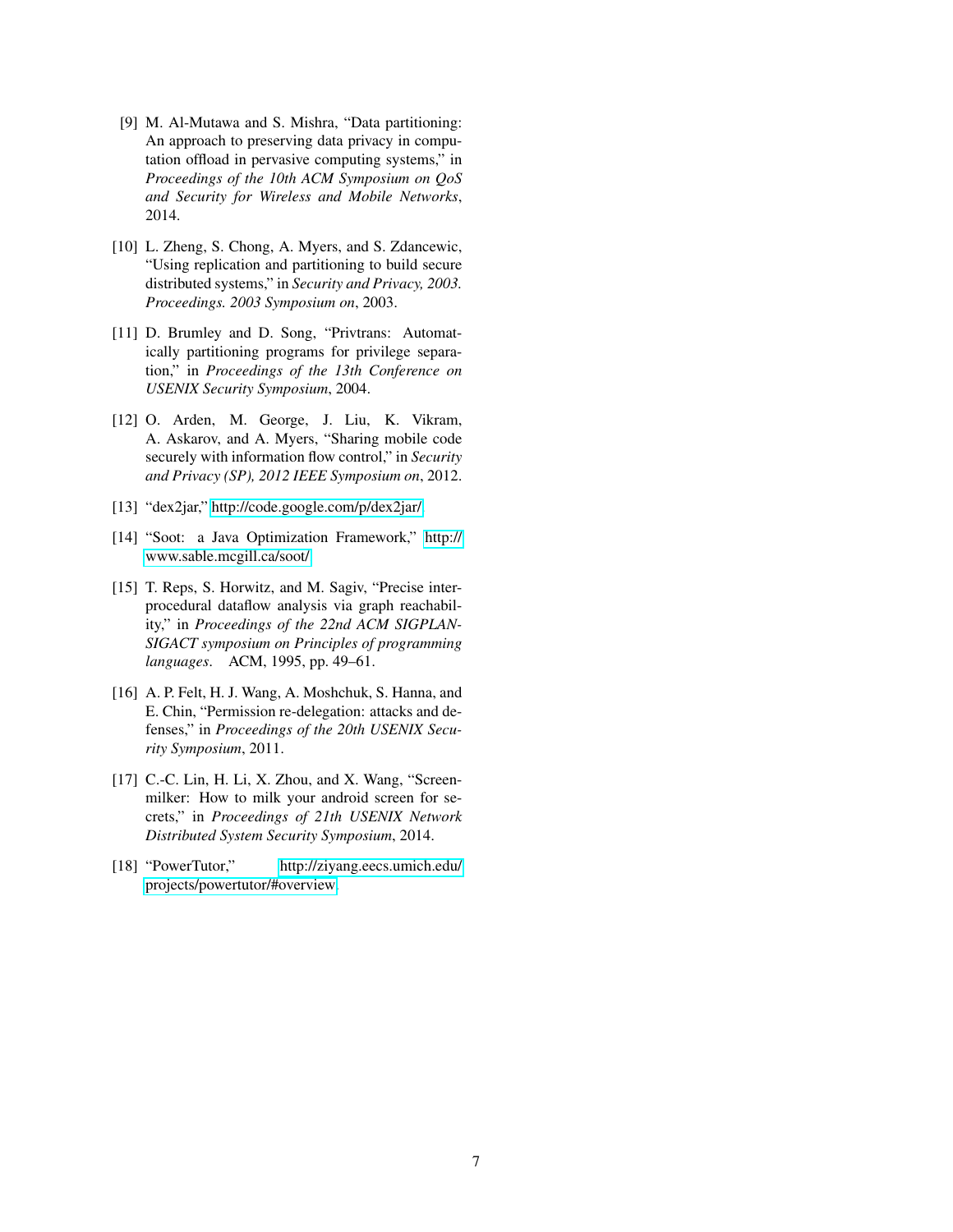[9] M. Al-Mutawa and S. Mishra, "Data partitioning: An approach to preserving data privacy in computation offload in pervasive computing systems," in *Proceedings of the 10th ACM Symposium on QoS and Security for Wireless and Mobile Networks*, 2014.

[10] L. Zheng, S. Chong, A. Myers, and S. Zdancewic, "Using replication and partitioning to build secure distributed systems," in *Security and Privacy, 2003. Proceedings. 2003 Symposium on*, 2003.

[11] D. Brumley and D. Song, "Privtrans: Automatically partitioning programs for privilege separation," in *Proceedings of the 13th Conference on USENIX Security Symposium*, 2004.

[12] O. Arden, M. George, J. Liu, K. Vikram, A. Askarov, and A. Myers, "Sharing mobile code securely with information flow control," in *Security and Privacy (SP), 2012 IEEE Symposium on*, 2012.

[13] "dex2jar," http://code.google.com/p/dex2jar/

[14] "Soot: a Java Optimization Framework," http://www.sable.mcgill.ca/soot/

[15] T. Reps, S. Horwitz, and M. Sagiv, "Precise interprocedural dataflow analysis via graph reachability," in *Proceedings of the 22nd ACM SIGPLAN-SIGACT symposium on Principles of programming languages*. ACM, 1995, pp. 49–61.

[16] A. P. Felt, H. J. Wang, A. Moshchuk, S. Hanna, and E. Chin, "Permission re-delegation: attacks and defenses," in *Proceedings of the 20th USENIX Security Symposium*, 2011.

[17] C.-C. Lin, H. Li, X. Zhou, and X. Wang, "Screenmilker: How to milk your android screen for secrets," in *Proceedings of 21th USENIX Network Distributed System Security Symposium*, 2014.

[18] "PowerTutor," http://ziyang.eecs.umich.edu/projects/powertutor/#overview.